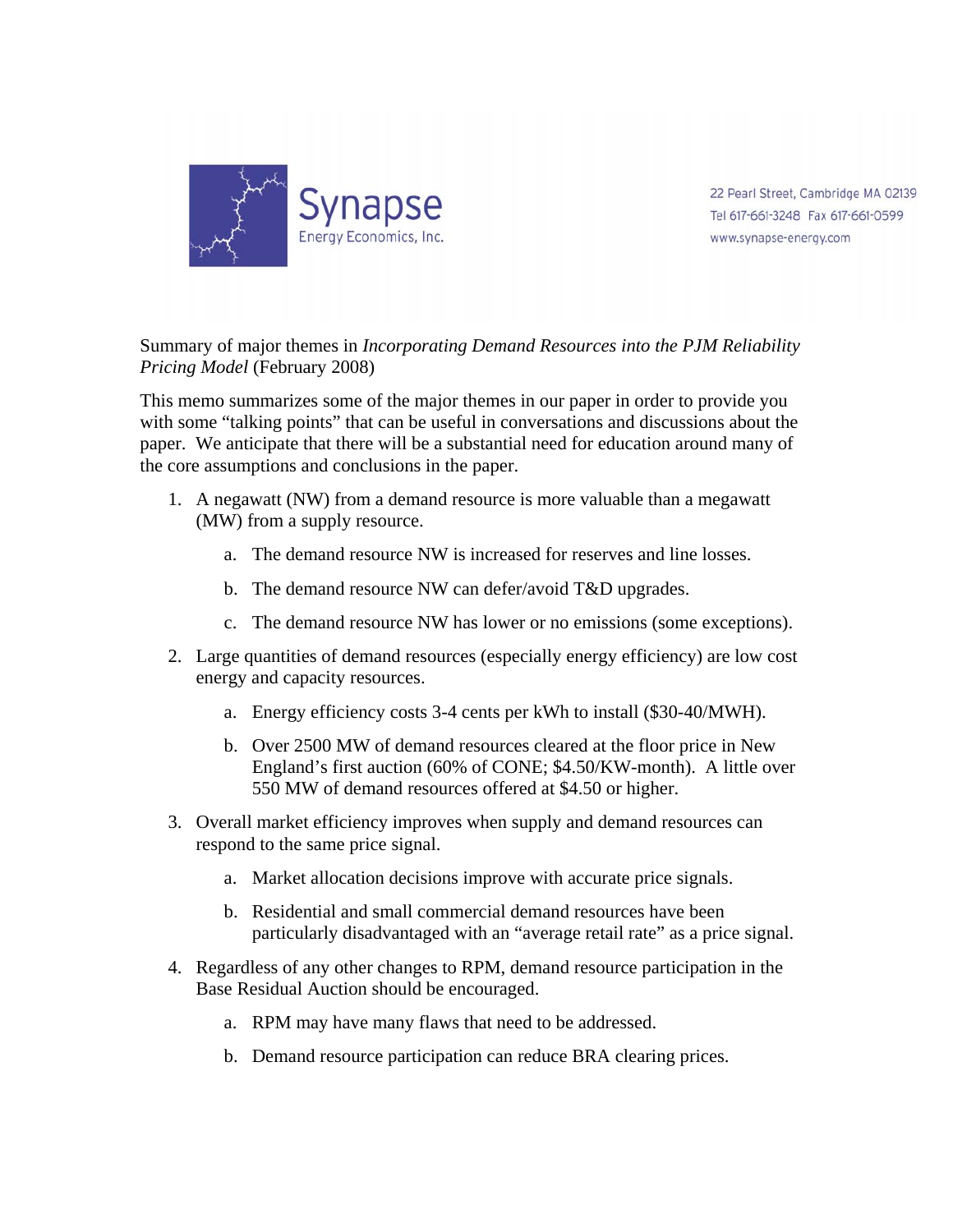Synapse
Energy Economics, Inc.

22 Pearl Street, Cambridge MA 02139
Tel 617-661-3248 Fax 617-661-0599
www.synapse-energy.com

Summary of major themes in *Incorporating Demand Resources into the PJM Reliability Pricing Model* (February 2008)

This memo summarizes some of the major themes in our paper in order to provide you with some "talking points" that can be useful in conversations and discussions about the paper. We anticipate that there will be a substantial need for education around many of the core assumptions and conclusions in the paper.

1. A negawatt (NW) from a demand resource is more valuable than a megawatt (MW) from a supply resource.
   a. The demand resource NW is increased for reserves and line losses.
   b. The demand resource NW can defer/avoid T&D upgrades.
   c. The demand resource NW has lower or no emissions (some exceptions).
2. Large quantities of demand resources (especially energy efficiency) are low cost energy and capacity resources.
   a. Energy efficiency costs 3-4 cents per kWh to install ($30-40/MWH).
   b. Over 2500 MW of demand resources cleared at the floor price in New England's first auction (60% of CONE; $4.50/KW-month). A little over 550 MW of demand resources offered at $4.50 or higher.
3. Overall market efficiency improves when supply and demand resources can respond to the same price signal.
   a. Market allocation decisions improve with accurate price signals.
   b. Residential and small commercial demand resources have been particularly disadvantaged with an "average retail rate" as a price signal.
4. Regardless of any other changes to RPM, demand resource participation in the Base Residual Auction should be encouraged.
   a. RPM may have many flaws that need to be addressed.
   b. Demand resource participation can reduce BRA clearing prices.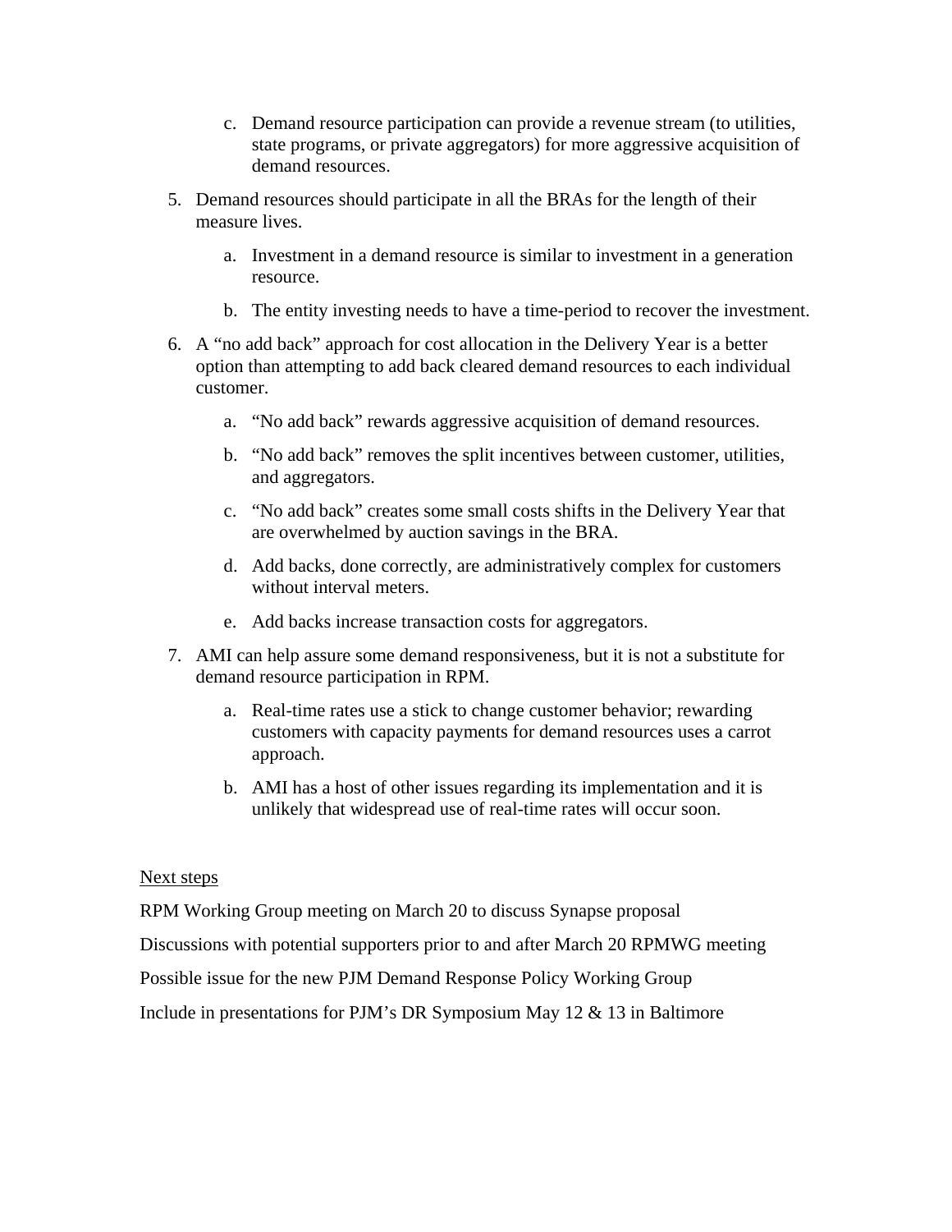c. Demand resource participation can provide a revenue stream (to utilities, state programs, or private aggregators) for more aggressive acquisition of demand resources.

5. Demand resources should participate in all the BRAs for the length of their measure lives.
   a. Investment in a demand resource is similar to investment in a generation resource.
   b. The entity investing needs to have a time-period to recover the investment.

6. A "no add back" approach for cost allocation in the Delivery Year is a better option than attempting to add back cleared demand resources to each individual customer.
   a. "No add back" rewards aggressive acquisition of demand resources.
   b. "No add back" removes the split incentives between customer, utilities, and aggregators.
   c. "No add back" creates some small costs shifts in the Delivery Year that are overwhelmed by auction savings in the BRA.
   d. Add backs, done correctly, are administratively complex for customers without interval meters.
   e. Add backs increase transaction costs for aggregators.

7. AMI can help assure some demand responsiveness, but it is not a substitute for demand resource participation in RPM.
   a. Real-time rates use a stick to change customer behavior; rewarding customers with capacity payments for demand resources uses a carrot approach.
   b. AMI has a host of other issues regarding its implementation and it is unlikely that widespread use of real-time rates will occur soon.

<u>Next steps</u>

RPM Working Group meeting on March 20 to discuss Synapse proposal

Discussions with potential supporters prior to and after March 20 RPMWG meeting

Possible issue for the new PJM Demand Response Policy Working Group

Include in presentations for PJM's DR Symposium May 12 & 13 in Baltimore